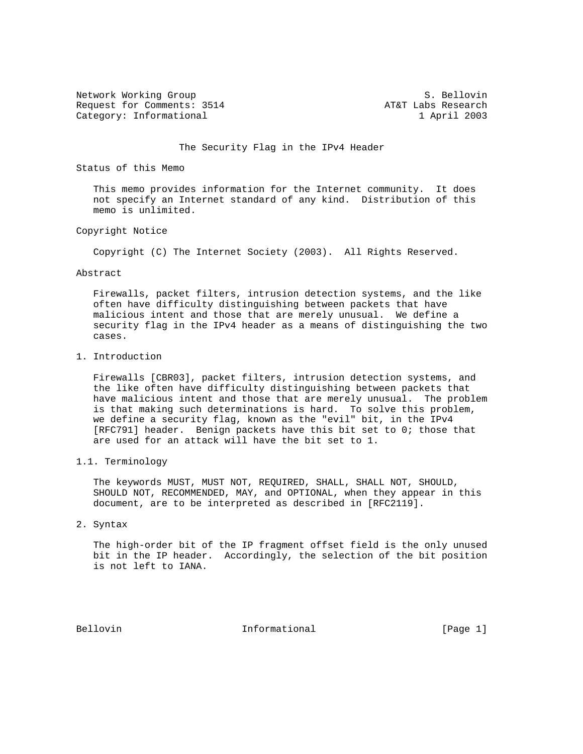Network Working Group S. Bellovin
Request for Comments: 3514 AT&T Labs Research
Category: Informational 1 April 2003

# The Security Flag in the IPv4 Header

## Status of this Memo

This memo provides information for the Internet community. It does not specify an Internet standard of any kind. Distribution of this memo is unlimited.

## Copyright Notice

Copyright (C) The Internet Society (2003). All Rights Reserved.

## Abstract

Firewalls, packet filters, intrusion detection systems, and the like often have difficulty distinguishing between packets that have malicious intent and those that are merely unusual. We define a security flag in the IPv4 header as a means of distinguishing the two cases.

## 1. Introduction

Firewalls [CBR03], packet filters, intrusion detection systems, and the like often have difficulty distinguishing between packets that have malicious intent and those that are merely unusual. The problem is that making such determinations is hard. To solve this problem, we define a security flag, known as the "evil" bit, in the IPv4 [RFC791] header. Benign packets have this bit set to 0; those that are used for an attack will have the bit set to 1.

### 1.1. Terminology

The keywords MUST, MUST NOT, REQUIRED, SHALL, SHALL NOT, SHOULD, SHOULD NOT, RECOMMENDED, MAY, and OPTIONAL, when they appear in this document, are to be interpreted as described in [RFC2119].

## 2. Syntax

The high-order bit of the IP fragment offset field is the only unused bit in the IP header. Accordingly, the selection of the bit position is not left to IANA.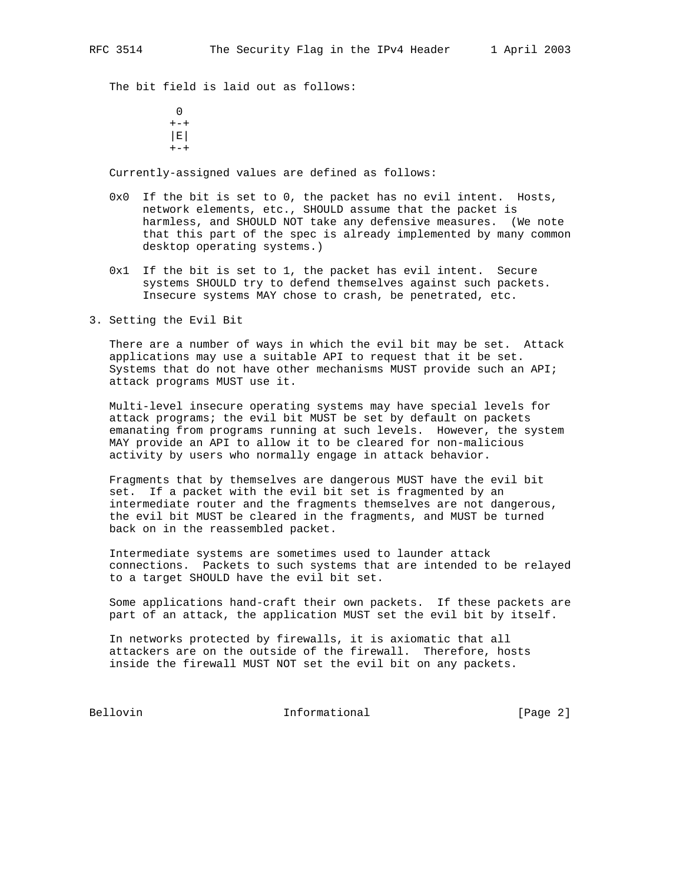The bit field is laid out as follows:

```
 0
+-+
|E|
+-+
```

Currently-assigned values are defined as follows:

0x0 If the bit is set to 0, the packet has no evil intent. Hosts, network elements, etc., SHOULD assume that the packet is harmless, and SHOULD NOT take any defensive measures. (We note that this part of the spec is already implemented by many common desktop operating systems.)

0x1 If the bit is set to 1, the packet has evil intent. Secure systems SHOULD try to defend themselves against such packets. Insecure systems MAY chose to crash, be penetrated, etc.

## 3. Setting the Evil Bit

There are a number of ways in which the evil bit may be set. Attack applications may use a suitable API to request that it be set. Systems that do not have other mechanisms MUST provide such an API; attack programs MUST use it.

Multi-level insecure operating systems may have special levels for attack programs; the evil bit MUST be set by default on packets emanating from programs running at such levels. However, the system MAY provide an API to allow it to be cleared for non-malicious activity by users who normally engage in attack behavior.

Fragments that by themselves are dangerous MUST have the evil bit set. If a packet with the evil bit set is fragmented by an intermediate router and the fragments themselves are not dangerous, the evil bit MUST be cleared in the fragments, and MUST be turned back on in the reassembled packet.

Intermediate systems are sometimes used to launder attack connections. Packets to such systems that are intended to be relayed to a target SHOULD have the evil bit set.

Some applications hand-craft their own packets. If these packets are part of an attack, the application MUST set the evil bit by itself.

In networks protected by firewalls, it is axiomatic that all attackers are on the outside of the firewall. Therefore, hosts inside the firewall MUST NOT set the evil bit on any packets.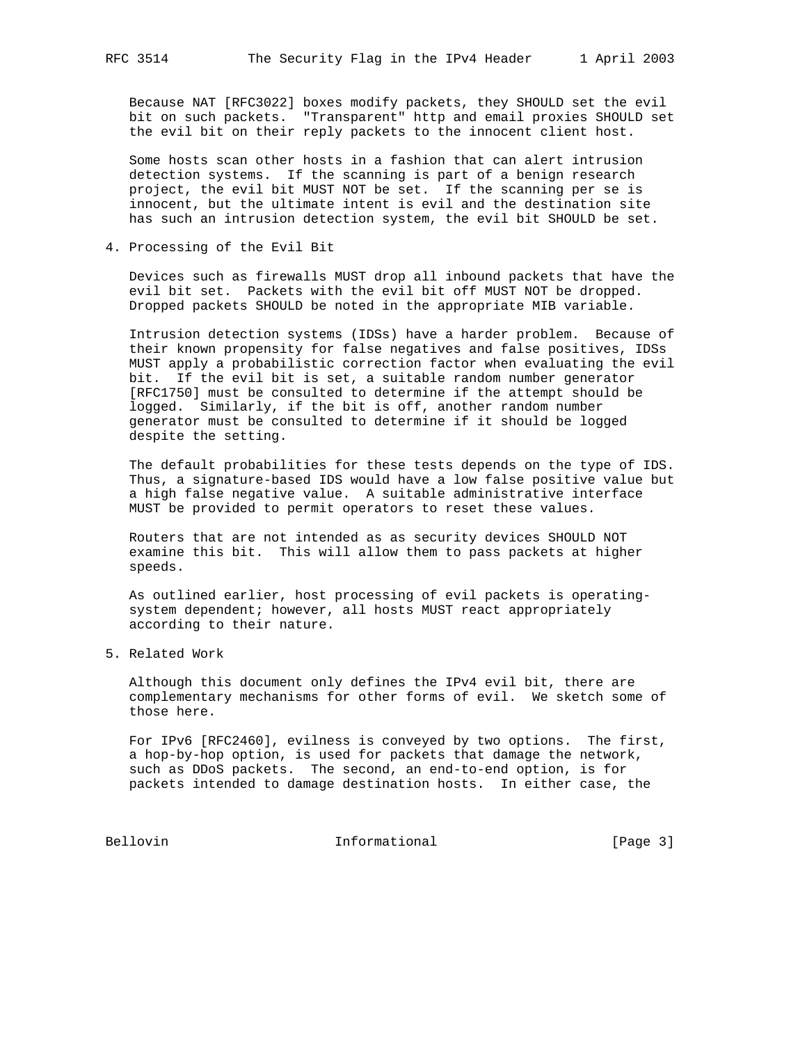Because NAT [RFC3022] boxes modify packets, they SHOULD set the evil bit on such packets. "Transparent" http and email proxies SHOULD set the evil bit on their reply packets to the innocent client host.

Some hosts scan other hosts in a fashion that can alert intrusion detection systems. If the scanning is part of a benign research project, the evil bit MUST NOT be set. If the scanning per se is innocent, but the ultimate intent is evil and the destination site has such an intrusion detection system, the evil bit SHOULD be set.

## 4. Processing of the Evil Bit

Devices such as firewalls MUST drop all inbound packets that have the evil bit set. Packets with the evil bit off MUST NOT be dropped. Dropped packets SHOULD be noted in the appropriate MIB variable.

Intrusion detection systems (IDSs) have a harder problem. Because of their known propensity for false negatives and false positives, IDSs MUST apply a probabilistic correction factor when evaluating the evil bit. If the evil bit is set, a suitable random number generator [RFC1750] must be consulted to determine if the attempt should be logged. Similarly, if the bit is off, another random number generator must be consulted to determine if it should be logged despite the setting.

The default probabilities for these tests depends on the type of IDS. Thus, a signature-based IDS would have a low false positive value but a high false negative value. A suitable administrative interface MUST be provided to permit operators to reset these values.

Routers that are not intended as as security devices SHOULD NOT examine this bit. This will allow them to pass packets at higher speeds.

As outlined earlier, host processing of evil packets is operating-system dependent; however, all hosts MUST react appropriately according to their nature.

## 5. Related Work

Although this document only defines the IPv4 evil bit, there are complementary mechanisms for other forms of evil. We sketch some of those here.

For IPv6 [RFC2460], evilness is conveyed by two options. The first, a hop-by-hop option, is used for packets that damage the network, such as DDoS packets. The second, an end-to-end option, is for packets intended to damage destination hosts. In either case, the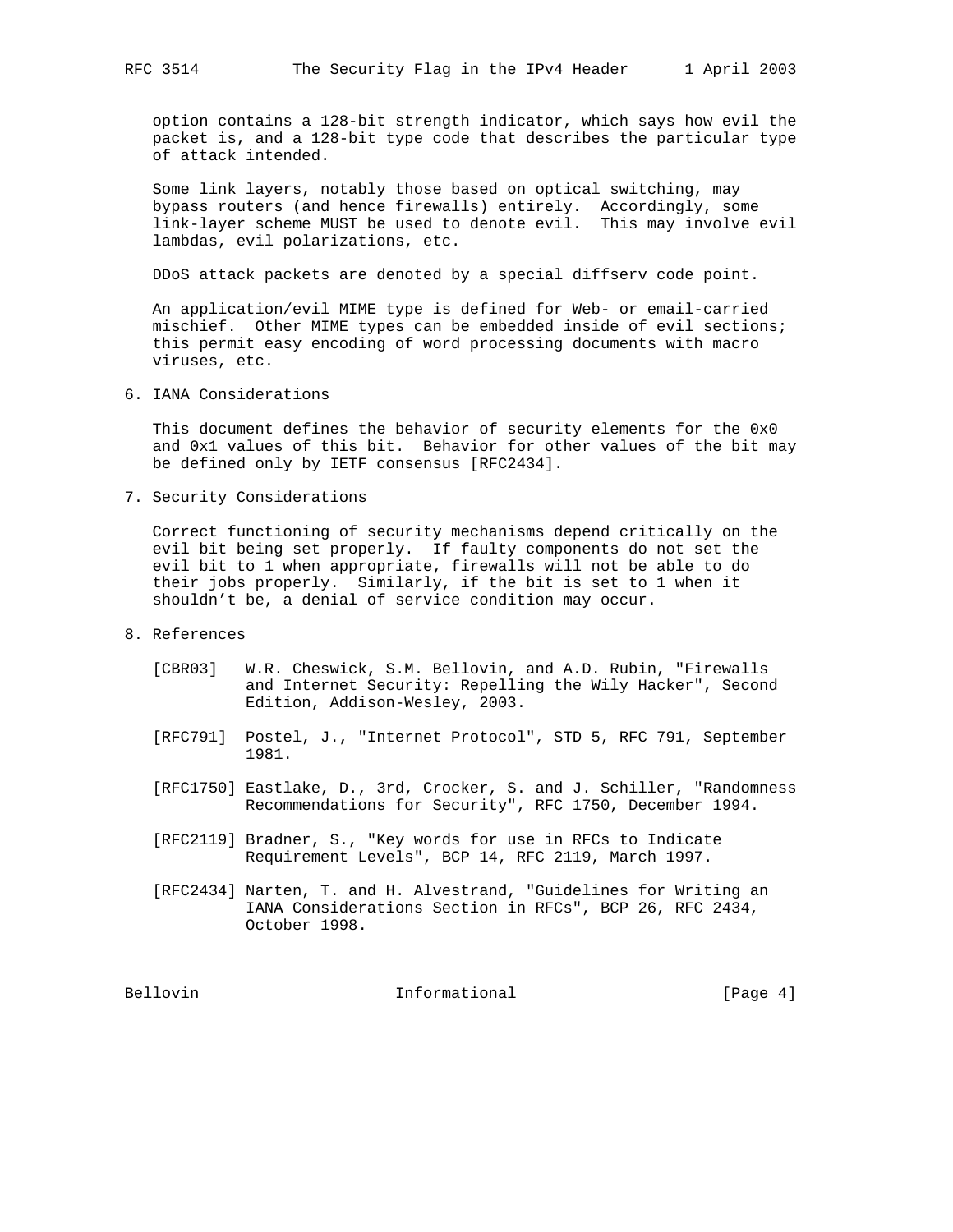option contains a 128-bit strength indicator, which says how evil the packet is, and a 128-bit type code that describes the particular type of attack intended.

Some link layers, notably those based on optical switching, may bypass routers (and hence firewalls) entirely. Accordingly, some link-layer scheme MUST be used to denote evil. This may involve evil lambdas, evil polarizations, etc.

DDoS attack packets are denoted by a special diffserv code point.

An application/evil MIME type is defined for Web- or email-carried mischief. Other MIME types can be embedded inside of evil sections; this permit easy encoding of word processing documents with macro viruses, etc.

## 6. IANA Considerations

This document defines the behavior of security elements for the 0x0 and 0x1 values of this bit. Behavior for other values of the bit may be defined only by IETF consensus [RFC2434].

## 7. Security Considerations

Correct functioning of security mechanisms depend critically on the evil bit being set properly. If faulty components do not set the evil bit to 1 when appropriate, firewalls will not be able to do their jobs properly. Similarly, if the bit is set to 1 when it shouldn't be, a denial of service condition may occur.

## 8. References

[CBR03] W.R. Cheswick, S.M. Bellovin, and A.D. Rubin, "Firewalls and Internet Security: Repelling the Wily Hacker", Second Edition, Addison-Wesley, 2003.

[RFC791] Postel, J., "Internet Protocol", STD 5, RFC 791, September 1981.

[RFC1750] Eastlake, D., 3rd, Crocker, S. and J. Schiller, "Randomness Recommendations for Security", RFC 1750, December 1994.

[RFC2119] Bradner, S., "Key words for use in RFCs to Indicate Requirement Levels", BCP 14, RFC 2119, March 1997.

[RFC2434] Narten, T. and H. Alvestrand, "Guidelines for Writing an IANA Considerations Section in RFCs", BCP 26, RFC 2434, October 1998.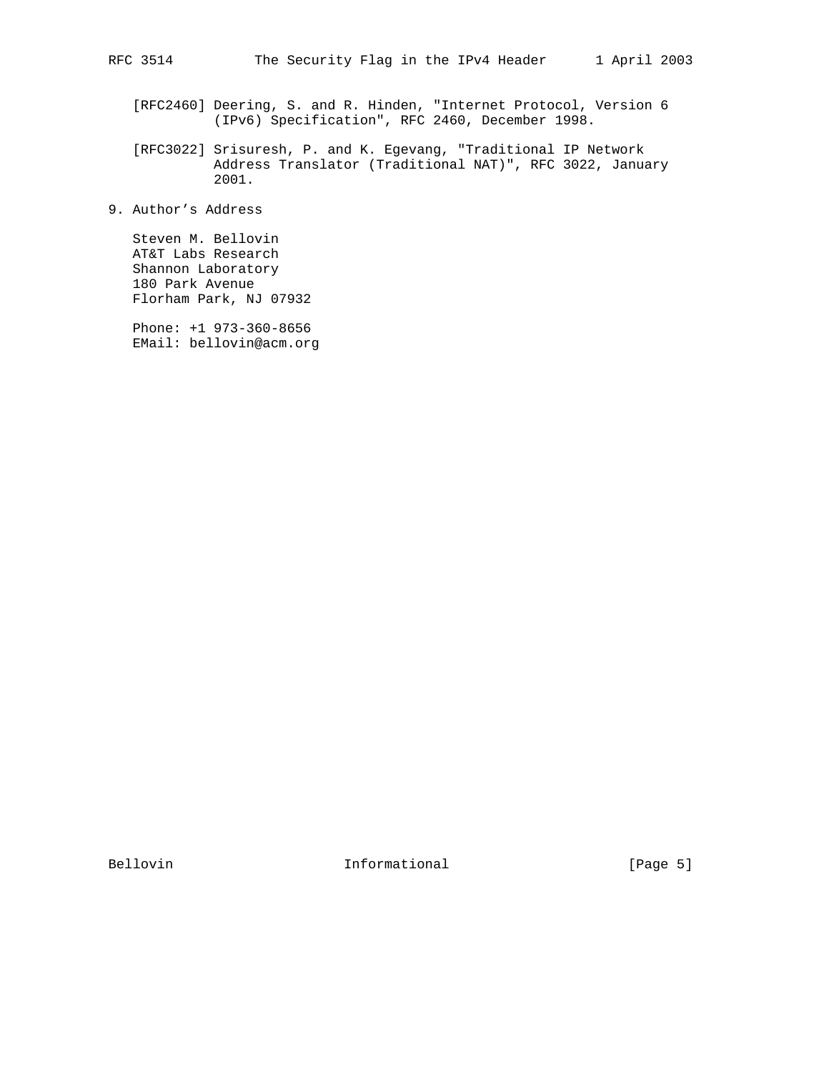[RFC2460] Deering, S. and R. Hinden, "Internet Protocol, Version 6 (IPv6) Specification", RFC 2460, December 1998.

[RFC3022] Srisuresh, P. and K. Egevang, "Traditional IP Network Address Translator (Traditional NAT)", RFC 3022, January 2001.

## 9. Author's Address

Steven M. Bellovin
AT&T Labs Research
Shannon Laboratory
180 Park Avenue
Florham Park, NJ 07932

Phone: +1 973-360-8656
EMail: bellovin@acm.org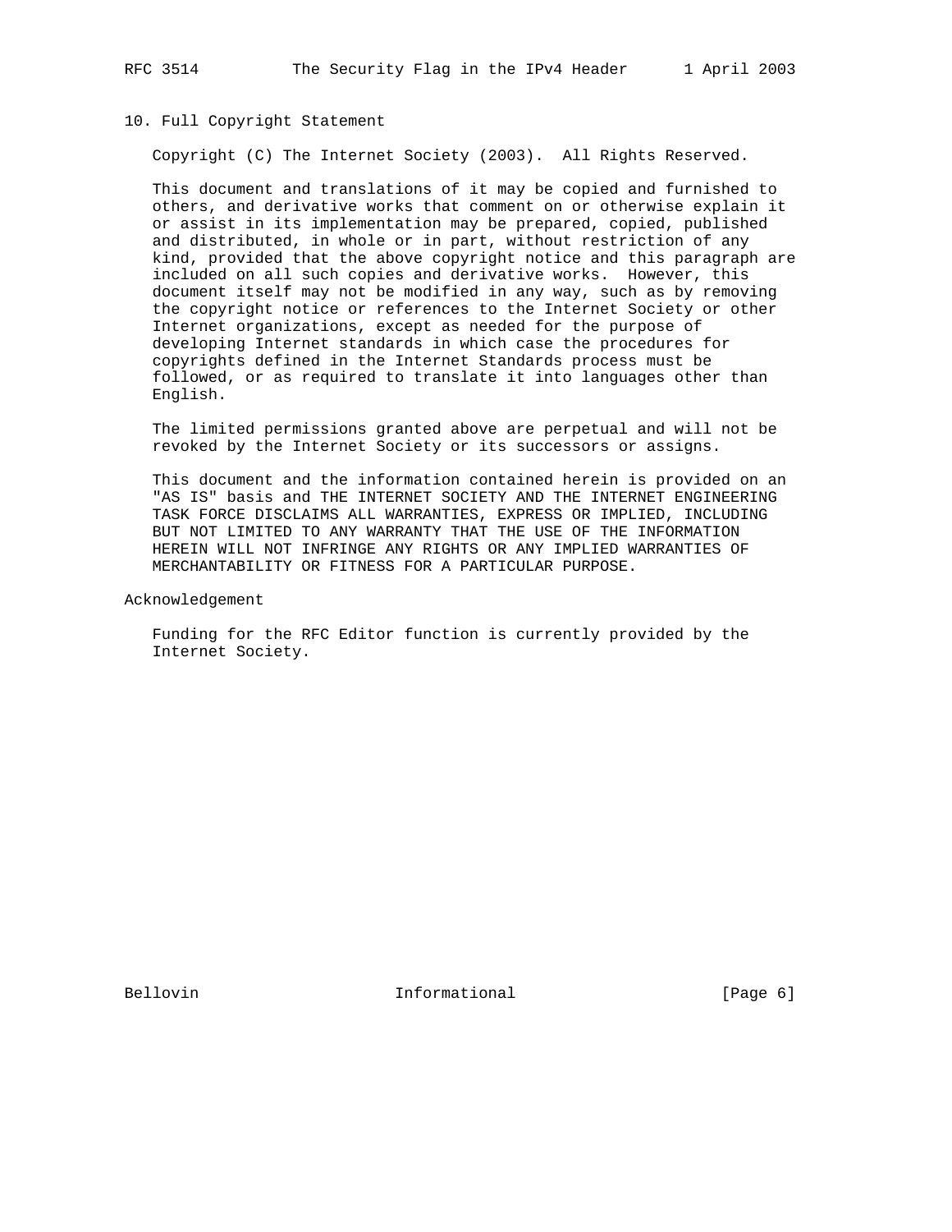## 10. Full Copyright Statement

Copyright (C) The Internet Society (2003). All Rights Reserved.

This document and translations of it may be copied and furnished to others, and derivative works that comment on or otherwise explain it or assist in its implementation may be prepared, copied, published and distributed, in whole or in part, without restriction of any kind, provided that the above copyright notice and this paragraph are included on all such copies and derivative works. However, this document itself may not be modified in any way, such as by removing the copyright notice or references to the Internet Society or other Internet organizations, except as needed for the purpose of developing Internet standards in which case the procedures for copyrights defined in the Internet Standards process must be followed, or as required to translate it into languages other than English.

The limited permissions granted above are perpetual and will not be revoked by the Internet Society or its successors or assigns.

This document and the information contained herein is provided on an "AS IS" basis and THE INTERNET SOCIETY AND THE INTERNET ENGINEERING TASK FORCE DISCLAIMS ALL WARRANTIES, EXPRESS OR IMPLIED, INCLUDING BUT NOT LIMITED TO ANY WARRANTY THAT THE USE OF THE INFORMATION HEREIN WILL NOT INFRINGE ANY RIGHTS OR ANY IMPLIED WARRANTIES OF MERCHANTABILITY OR FITNESS FOR A PARTICULAR PURPOSE.

## Acknowledgement

Funding for the RFC Editor function is currently provided by the Internet Society.